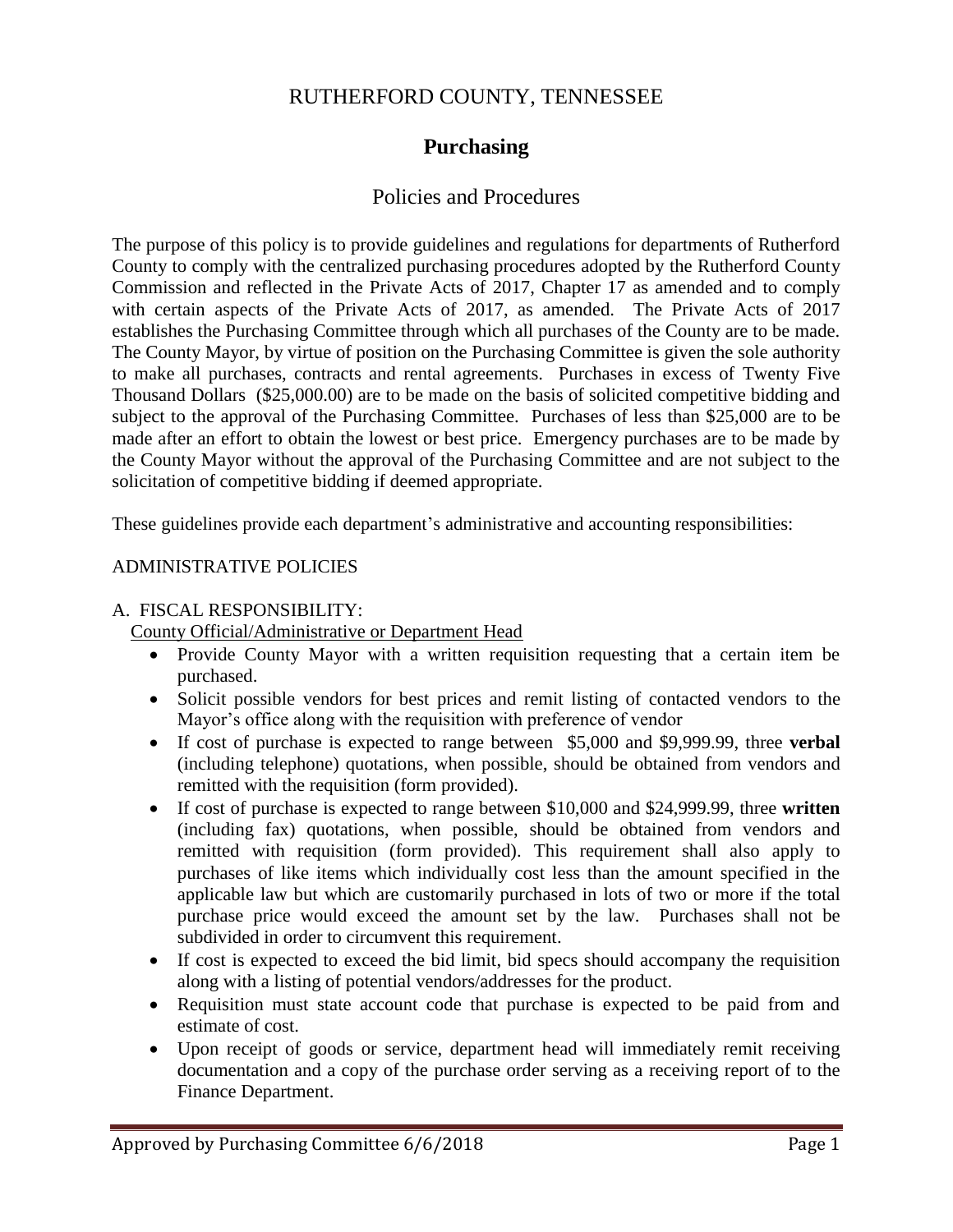# RUTHERFORD COUNTY, TENNESSEE

## Purchasing

### Policies and Procedures

The purpose of this policy is to provide guidelines and regulations for departments of Rutherford County to comply with the centralized purchasing procedures adopted by the Rutherford County Commission and reflected in the Private Acts of 2017, Chapter 17 as amended and to comply with certain aspects of the Private Acts of 2017, as amended. The Private Acts of 2017 establishes the Purchasing Committee through which all purchases of the County are to be made. The County Mayor, by virtue of position on the Purchasing Committee is given the sole authority to make all purchases, contracts and rental agreements. Purchases in excess of Twenty Five Thousand Dollars ($25,000.00) are to be made on the basis of solicited competitive bidding and subject to the approval of the Purchasing Committee. Purchases of less than $25,000 are to be made after an effort to obtain the lowest or best price. Emergency purchases are to be made by the County Mayor without the approval of the Purchasing Committee and are not subject to the solicitation of competitive bidding if deemed appropriate.

These guidelines provide each department's administrative and accounting responsibilities:

ADMINISTRATIVE POLICIES

A. FISCAL RESPONSIBILITY:

County Official/Administrative or Department Head

- Provide County Mayor with a written requisition requesting that a certain item be purchased.
- Solicit possible vendors for best prices and remit listing of contacted vendors to the Mayor's office along with the requisition with preference of vendor
- If cost of purchase is expected to range between $5,000 and $9,999.99, three **verbal** (including telephone) quotations, when possible, should be obtained from vendors and remitted with the requisition (form provided).
- If cost of purchase is expected to range between $10,000 and $24,999.99, three **written** (including fax) quotations, when possible, should be obtained from vendors and remitted with requisition (form provided). This requirement shall also apply to purchases of like items which individually cost less than the amount specified in the applicable law but which are customarily purchased in lots of two or more if the total purchase price would exceed the amount set by the law. Purchases shall not be subdivided in order to circumvent this requirement.
- If cost is expected to exceed the bid limit, bid specs should accompany the requisition along with a listing of potential vendors/addresses for the product.
- Requisition must state account code that purchase is expected to be paid from and estimate of cost.
- Upon receipt of goods or service, department head will immediately remit receiving documentation and a copy of the purchase order serving as a receiving report of to the Finance Department.

Approved by Purchasing Committee 6/6/2018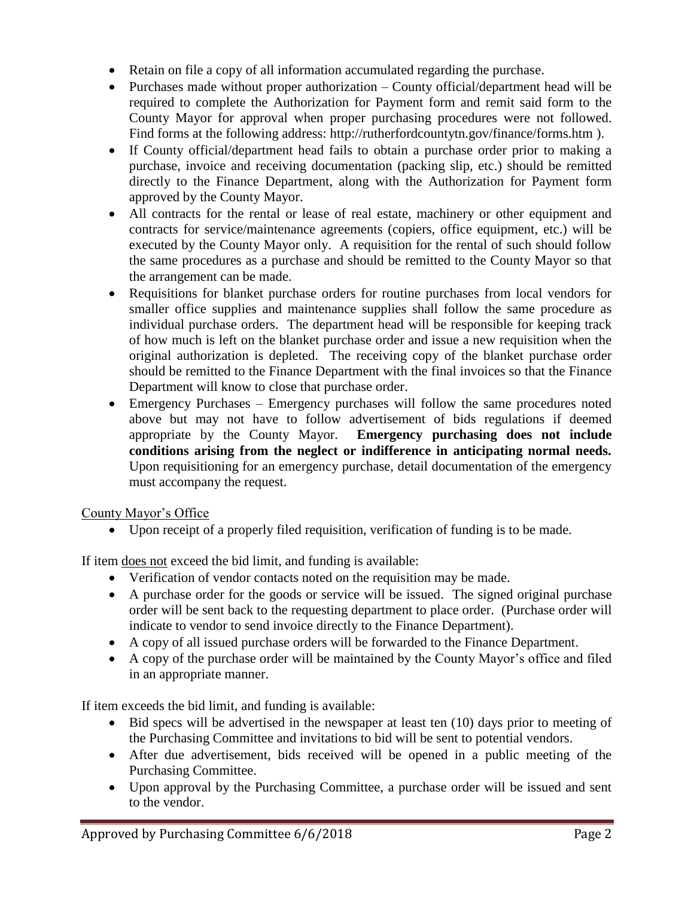- Retain on file a copy of all information accumulated regarding the purchase.
- Purchases made without proper authorization – County official/department head will be required to complete the Authorization for Payment form and remit said form to the County Mayor for approval when proper purchasing procedures were not followed. Find forms at the following address: http://rutherfordcountytn.gov/finance/forms.htm ).
- If County official/department head fails to obtain a purchase order prior to making a purchase, invoice and receiving documentation (packing slip, etc.) should be remitted directly to the Finance Department, along with the Authorization for Payment form approved by the County Mayor.
- All contracts for the rental or lease of real estate, machinery or other equipment and contracts for service/maintenance agreements (copiers, office equipment, etc.) will be executed by the County Mayor only. A requisition for the rental of such should follow the same procedures as a purchase and should be remitted to the County Mayor so that the arrangement can be made.
- Requisitions for blanket purchase orders for routine purchases from local vendors for smaller office supplies and maintenance supplies shall follow the same procedure as individual purchase orders. The department head will be responsible for keeping track of how much is left on the blanket purchase order and issue a new requisition when the original authorization is depleted. The receiving copy of the blanket purchase order should be remitted to the Finance Department with the final invoices so that the Finance Department will know to close that purchase order.
- Emergency Purchases – Emergency purchases will follow the same procedures noted above but may not have to follow advertisement of bids regulations if deemed appropriate by the County Mayor. **Emergency purchasing does not include conditions arising from the neglect or indifference in anticipating normal needs.** Upon requisitioning for an emergency purchase, detail documentation of the emergency must accompany the request.

<u>County Mayor's Office</u>

- Upon receipt of a properly filed requisition, verification of funding is to be made.

If item <u>does not</u> exceed the bid limit, and funding is available:

- Verification of vendor contacts noted on the requisition may be made.
- A purchase order for the goods or service will be issued. The signed original purchase order will be sent back to the requesting department to place order. (Purchase order will indicate to vendor to send invoice directly to the Finance Department).
- A copy of all issued purchase orders will be forwarded to the Finance Department.
- A copy of the purchase order will be maintained by the County Mayor's office and filed in an appropriate manner.

If item exceeds the bid limit, and funding is available:

- Bid specs will be advertised in the newspaper at least ten (10) days prior to meeting of the Purchasing Committee and invitations to bid will be sent to potential vendors.
- After due advertisement, bids received will be opened in a public meeting of the Purchasing Committee.
- Upon approval by the Purchasing Committee, a purchase order will be issued and sent to the vendor.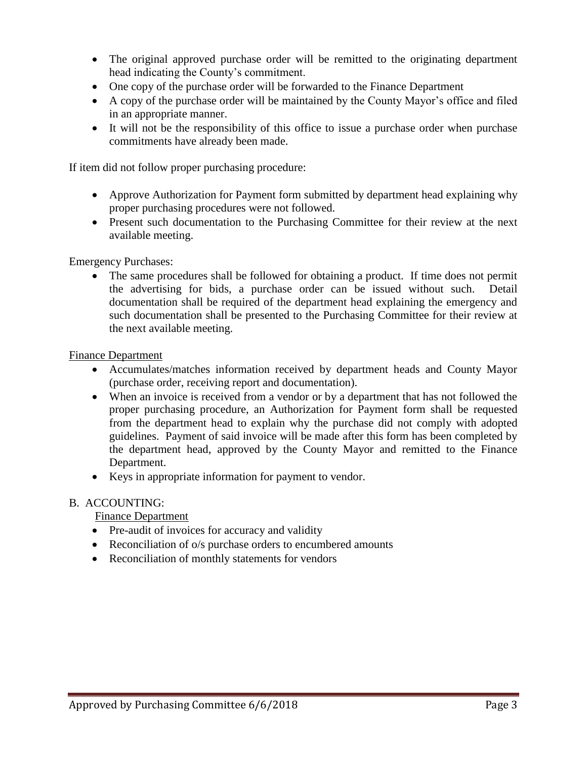- The original approved purchase order will be remitted to the originating department head indicating the County's commitment.
- One copy of the purchase order will be forwarded to the Finance Department
- A copy of the purchase order will be maintained by the County Mayor's office and filed in an appropriate manner.
- It will not be the responsibility of this office to issue a purchase order when purchase commitments have already been made.

If item did not follow proper purchasing procedure:

- Approve Authorization for Payment form submitted by department head explaining why proper purchasing procedures were not followed.
- Present such documentation to the Purchasing Committee for their review at the next available meeting.

Emergency Purchases:

- The same procedures shall be followed for obtaining a product. If time does not permit the advertising for bids, a purchase order can be issued without such. Detail documentation shall be required of the department head explaining the emergency and such documentation shall be presented to the Purchasing Committee for their review at the next available meeting.

<u>Finance Department</u>

- Accumulates/matches information received by department heads and County Mayor (purchase order, receiving report and documentation).
- When an invoice is received from a vendor or by a department that has not followed the proper purchasing procedure, an Authorization for Payment form shall be requested from the department head to explain why the purchase did not comply with adopted guidelines. Payment of said invoice will be made after this form has been completed by the department head, approved by the County Mayor and remitted to the Finance Department.
- Keys in appropriate information for payment to vendor.

B. ACCOUNTING:

<u>Finance Department</u>

- Pre-audit of invoices for accuracy and validity
- Reconciliation of o/s purchase orders to encumbered amounts
- Reconciliation of monthly statements for vendors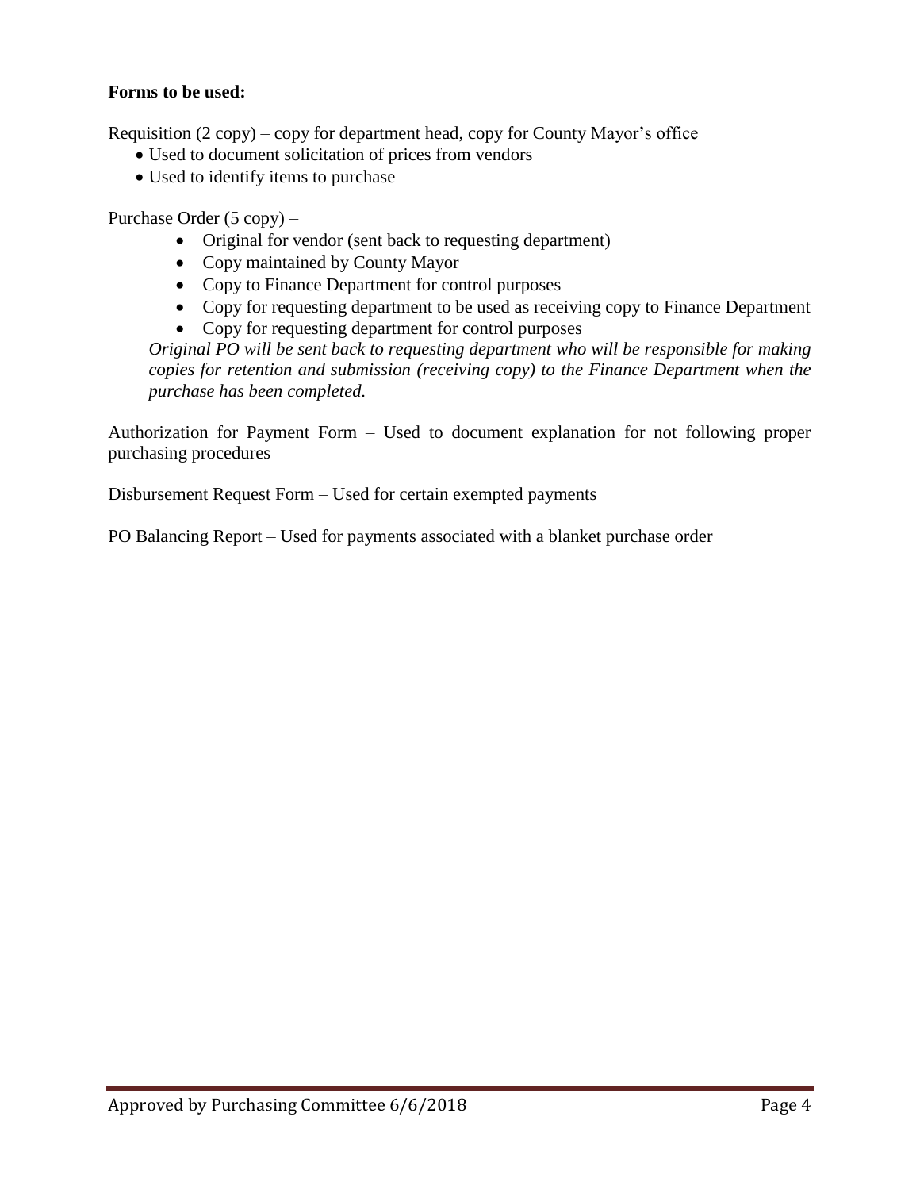**Forms to be used:**

Requisition (2 copy) – copy for department head, copy for County Mayor's office

- Used to document solicitation of prices from vendors
- Used to identify items to purchase

Purchase Order (5 copy) –

- Original for vendor (sent back to requesting department)
- Copy maintained by County Mayor
- Copy to Finance Department for control purposes
- Copy for requesting department to be used as receiving copy to Finance Department
- Copy for requesting department for control purposes

*Original PO will be sent back to requesting department who will be responsible for making copies for retention and submission (receiving copy) to the Finance Department when the purchase has been completed.*

Authorization for Payment Form – Used to document explanation for not following proper purchasing procedures

Disbursement Request Form – Used for certain exempted payments

PO Balancing Report – Used for payments associated with a blanket purchase order

Approved by Purchasing Committee 6/6/2018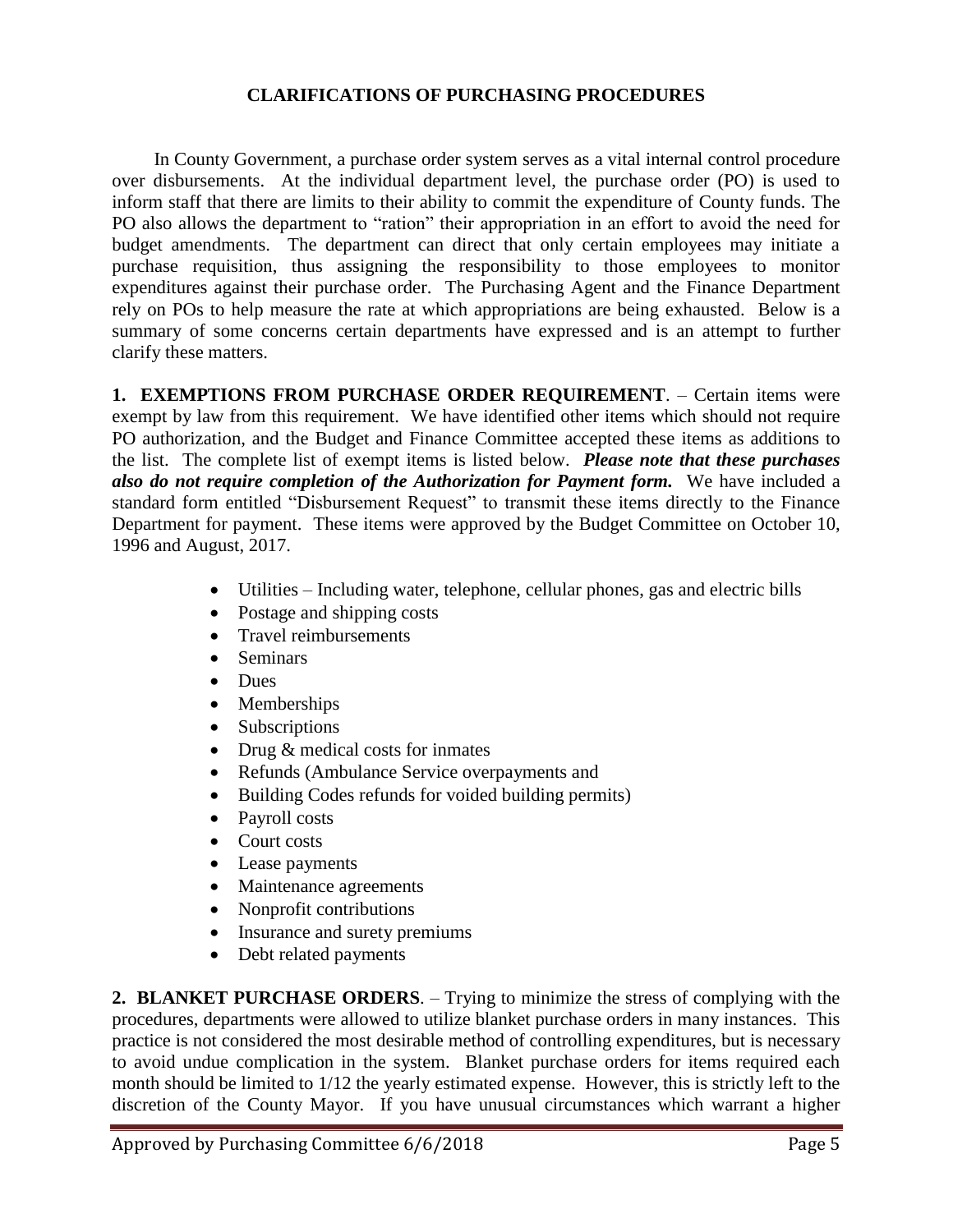## CLARIFICATIONS OF PURCHASING PROCEDURES

In County Government, a purchase order system serves as a vital internal control procedure over disbursements. At the individual department level, the purchase order (PO) is used to inform staff that there are limits to their ability to commit the expenditure of County funds. The PO also allows the department to "ration" their appropriation in an effort to avoid the need for budget amendments. The department can direct that only certain employees may initiate a purchase requisition, thus assigning the responsibility to those employees to monitor expenditures against their purchase order. The Purchasing Agent and the Finance Department rely on POs to help measure the rate at which appropriations are being exhausted. Below is a summary of some concerns certain departments have expressed and is an attempt to further clarify these matters.

**1. EXEMPTIONS FROM PURCHASE ORDER REQUIREMENT**. – Certain items were exempt by law from this requirement. We have identified other items which should not require PO authorization, and the Budget and Finance Committee accepted these items as additions to the list. The complete list of exempt items is listed below. ***Please note that these purchases also do not require completion of the Authorization for Payment form.*** We have included a standard form entitled "Disbursement Request" to transmit these items directly to the Finance Department for payment. These items were approved by the Budget Committee on October 10, 1996 and August, 2017.

- Utilities – Including water, telephone, cellular phones, gas and electric bills
- Postage and shipping costs
- Travel reimbursements
- Seminars
- Dues
- Memberships
- Subscriptions
- Drug & medical costs for inmates
- Refunds (Ambulance Service overpayments and
- Building Codes refunds for voided building permits)
- Payroll costs
- Court costs
- Lease payments
- Maintenance agreements
- Nonprofit contributions
- Insurance and surety premiums
- Debt related payments

**2. BLANKET PURCHASE ORDERS**. – Trying to minimize the stress of complying with the procedures, departments were allowed to utilize blanket purchase orders in many instances. This practice is not considered the most desirable method of controlling expenditures, but is necessary to avoid undue complication in the system. Blanket purchase orders for items required each month should be limited to 1/12 the yearly estimated expense. However, this is strictly left to the discretion of the County Mayor. If you have unusual circumstances which warrant a higher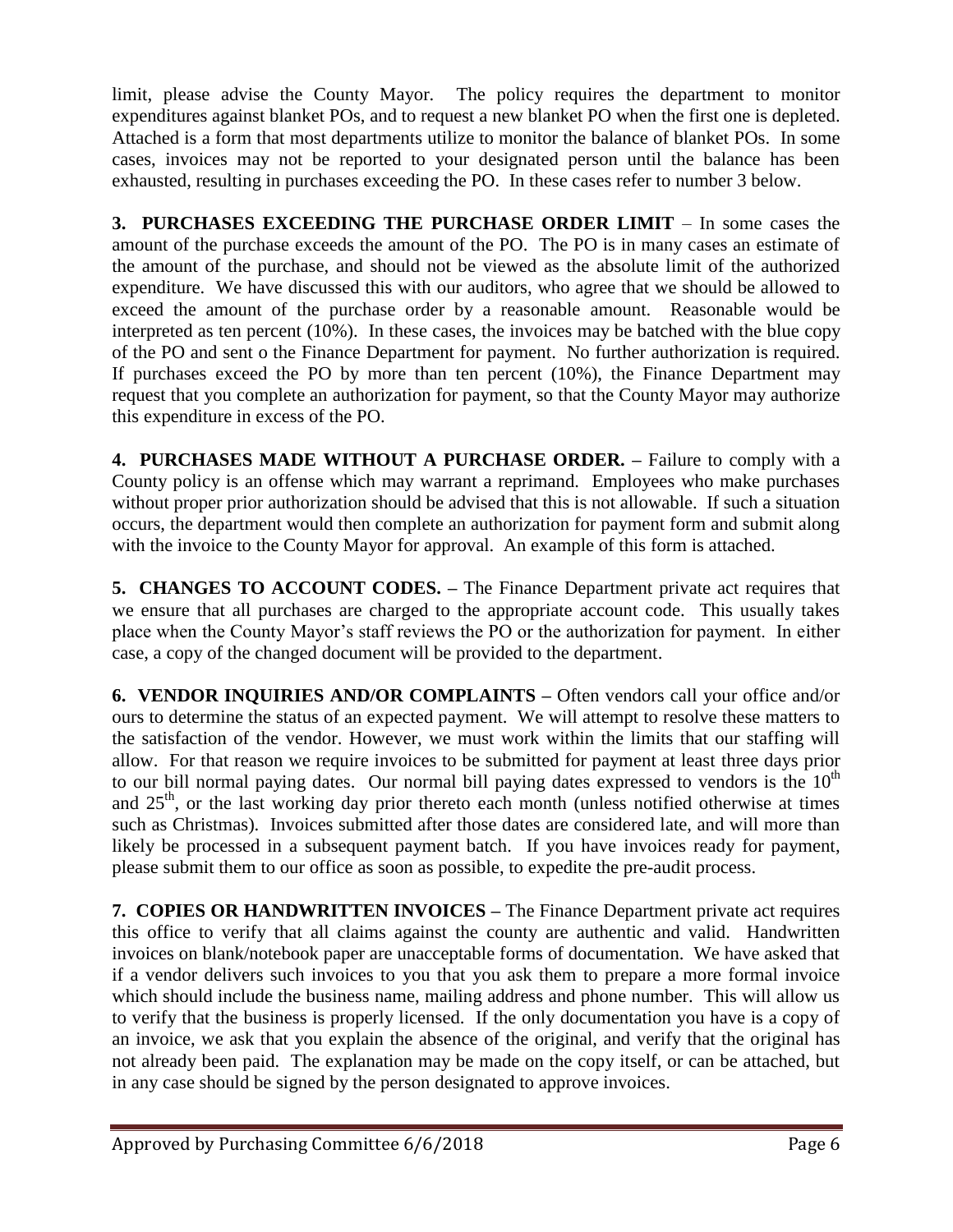limit, please advise the County Mayor. The policy requires the department to monitor expenditures against blanket POs, and to request a new blanket PO when the first one is depleted. Attached is a form that most departments utilize to monitor the balance of blanket POs. In some cases, invoices may not be reported to your designated person until the balance has been exhausted, resulting in purchases exceeding the PO. In these cases refer to number 3 below.

**3. PURCHASES EXCEEDING THE PURCHASE ORDER LIMIT** – In some cases the amount of the purchase exceeds the amount of the PO. The PO is in many cases an estimate of the amount of the purchase, and should not be viewed as the absolute limit of the authorized expenditure. We have discussed this with our auditors, who agree that we should be allowed to exceed the amount of the purchase order by a reasonable amount. Reasonable would be interpreted as ten percent (10%). In these cases, the invoices may be batched with the blue copy of the PO and sent o the Finance Department for payment. No further authorization is required. If purchases exceed the PO by more than ten percent (10%), the Finance Department may request that you complete an authorization for payment, so that the County Mayor may authorize this expenditure in excess of the PO.

**4. PURCHASES MADE WITHOUT A PURCHASE ORDER. –** Failure to comply with a County policy is an offense which may warrant a reprimand. Employees who make purchases without proper prior authorization should be advised that this is not allowable. If such a situation occurs, the department would then complete an authorization for payment form and submit along with the invoice to the County Mayor for approval. An example of this form is attached.

**5. CHANGES TO ACCOUNT CODES. –** The Finance Department private act requires that we ensure that all purchases are charged to the appropriate account code. This usually takes place when the County Mayor's staff reviews the PO or the authorization for payment. In either case, a copy of the changed document will be provided to the department.

**6. VENDOR INQUIRIES AND/OR COMPLAINTS –** Often vendors call your office and/or ours to determine the status of an expected payment. We will attempt to resolve these matters to the satisfaction of the vendor. However, we must work within the limits that our staffing will allow. For that reason we require invoices to be submitted for payment at least three days prior to our bill normal paying dates. Our normal bill paying dates expressed to vendors is the 10th and 25th, or the last working day prior thereto each month (unless notified otherwise at times such as Christmas). Invoices submitted after those dates are considered late, and will more than likely be processed in a subsequent payment batch. If you have invoices ready for payment, please submit them to our office as soon as possible, to expedite the pre-audit process.

**7. COPIES OR HANDWRITTEN INVOICES –** The Finance Department private act requires this office to verify that all claims against the county are authentic and valid. Handwritten invoices on blank/notebook paper are unacceptable forms of documentation. We have asked that if a vendor delivers such invoices to you that you ask them to prepare a more formal invoice which should include the business name, mailing address and phone number. This will allow us to verify that the business is properly licensed. If the only documentation you have is a copy of an invoice, we ask that you explain the absence of the original, and verify that the original has not already been paid. The explanation may be made on the copy itself, or can be attached, but in any case should be signed by the person designated to approve invoices.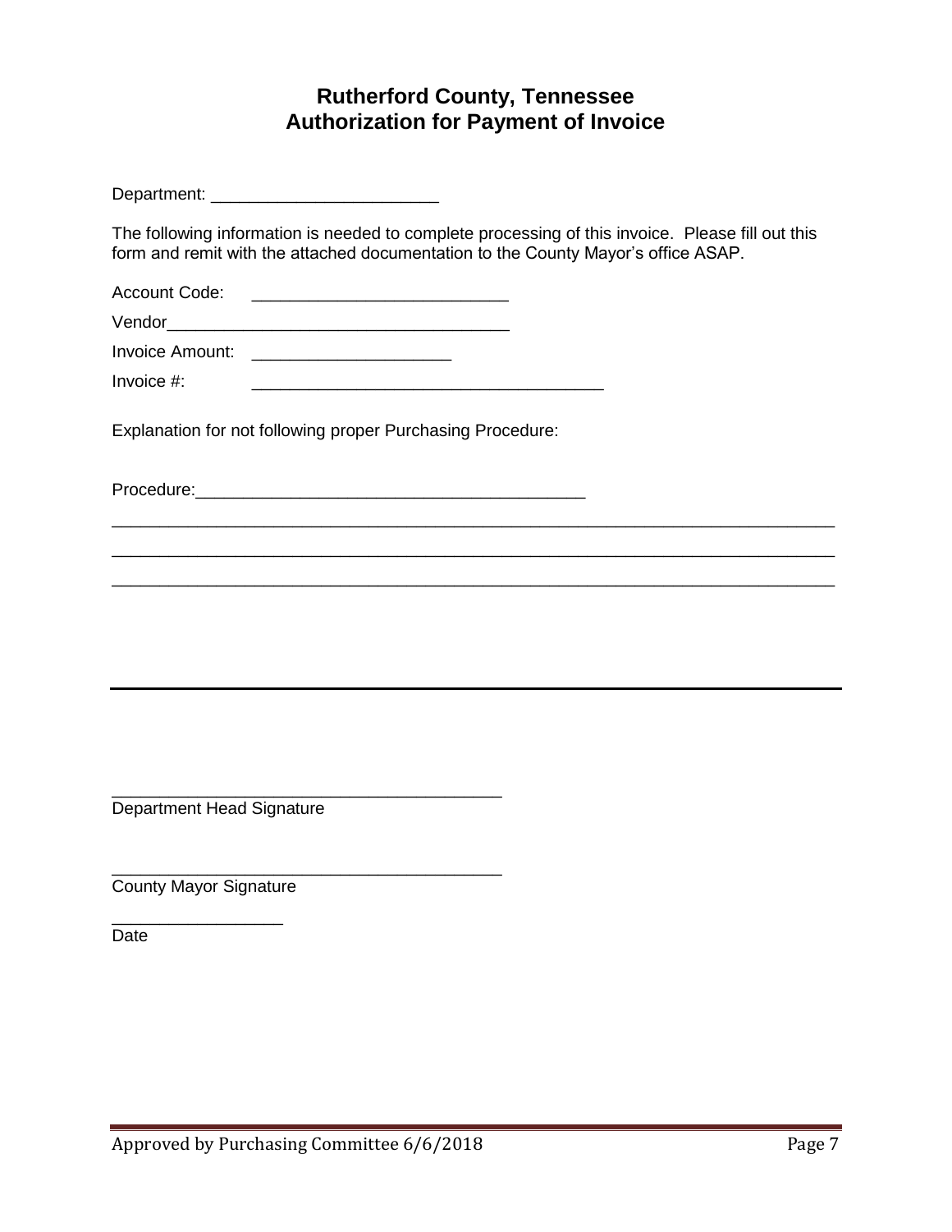# Rutherford County, Tennessee
## Authorization for Payment of Invoice

Department: ________________________

The following information is needed to complete processing of this invoice. Please fill out this form and remit with the attached documentation to the County Mayor's office ASAP.

Account Code: ___________________________

Vendor____________________________________

Invoice Amount: _____________________

Invoice #: _____________________________________

Explanation for not following proper Purchasing Procedure:

Procedure:_________________________________________

_____________________________________________________________________________

_____________________________________________________________________________

_____________________________________________________________________________

---

_________________________________________

Department Head Signature

_________________________________________

County Mayor Signature

__________________

Date